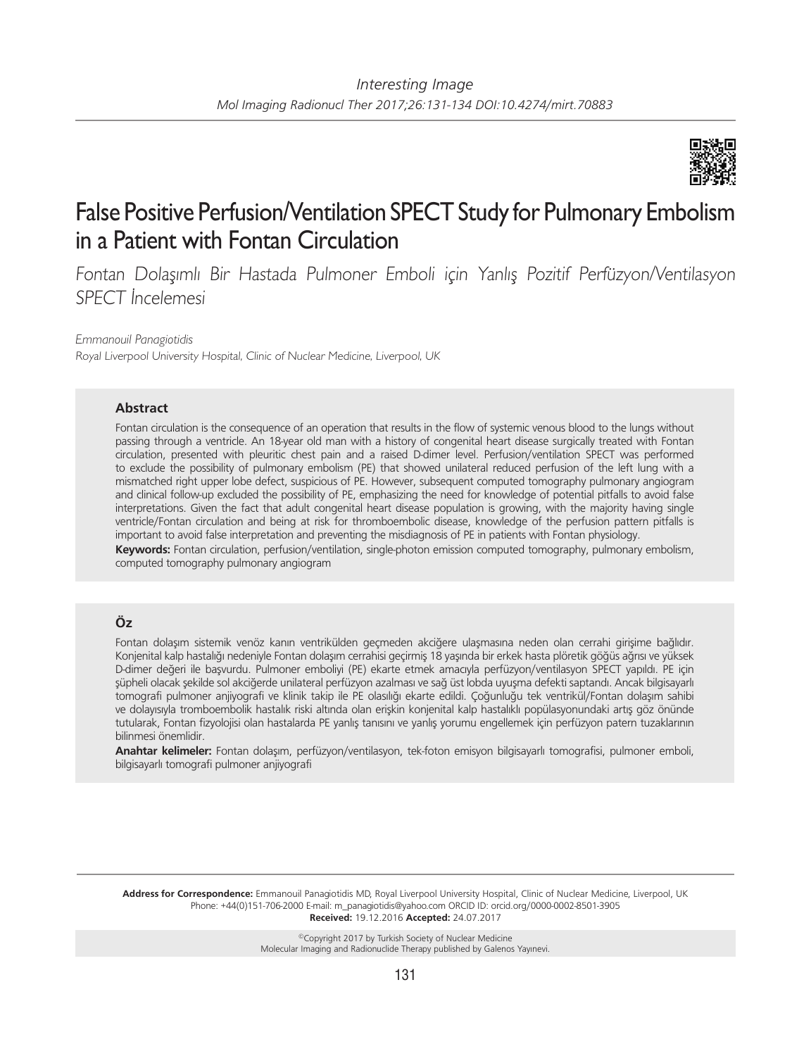Interesting Image

# False Positive Perfusion/Ventilation SPECT Study for Pulmonary Embolism in a Patient with Fontan Circulation

*Fontan Dolaşımlı Bir Hastada Pulmoner Emboli için Yanlış Pozitif Perfüzyon/Ventilasyon SPECT İncelemesi*

*Emmanouil Panagiotidis*

*Royal Liverpool University Hospital, Clinic of Nuclear Medicine, Liverpool, UK*

### Abstract

Fontan circulation is the consequence of an operation that results in the flow of systemic venous blood to the lungs without passing through a ventricle. An 18-year old man with a history of congenital heart disease surgically treated with Fontan circulation, presented with pleuritic chest pain and a raised D-dimer level. Perfusion/ventilation SPECT was performed to exclude the possibility of pulmonary embolism (PE) that showed unilateral reduced perfusion of the left lung with a mismatched right upper lobe defect, suspicious of PE. However, subsequent computed tomography pulmonary angiogram and clinical follow-up excluded the possibility of PE, emphasizing the need for knowledge of potential pitfalls to avoid false interpretations. Given the fact that adult congenital heart disease population is growing, with the majority having single ventricle/Fontan circulation and being at risk for thromboembolic disease, knowledge of the perfusion pattern pitfalls is important to avoid false interpretation and preventing the misdiagnosis of PE in patients with Fontan physiology.

**Keywords:** Fontan circulation, perfusion/ventilation, single-photon emission computed tomography, pulmonary embolism, computed tomography pulmonary angiogram

### Öz

Fontan dolaşım sistemik venöz kanın ventrikülden geçmeden akciğere ulaşmasına neden olan cerrahi girişime bağlıdır. Konjenital kalp hastalığı nedeniyle Fontan dolaşım cerrahisi geçirmiş 18 yaşında bir erkek hasta plöretik göğüs ağrısı ve yüksek D-dimer değeri ile başvurdu. Pulmoner emboliyi (PE) ekarte etmek amacıyla perfüzyon/ventilasyon SPECT yapıldı. PE için şüpheli olacak şekilde sol akciğerde unilateral perfüzyon azalması ve sağ üst lobda uyuşma defekti saptandı. Ancak bilgisayarlı tomografi pulmoner anjiyografi ve klinik takip ile PE olasılığı ekarte edildi. Çoğunluğu tek ventrikül/Fontan dolaşım sahibi ve dolayısıyla tromboembolik hastalık riski altında olan erişkin konjenital kalp hastalıklı popülasyonundaki artış göz önünde tutularak, Fontan fizyolojisi olan hastalarda PE yanlış tanısını ve yanlış yorumu engellemek için perfüzyon patern tuzaklarının bilinmesi önemlidir.

**Anahtar kelimeler:** Fontan dolaşım, perfüzyon/ventilasyon, tek-foton emisyon bilgisayarlı tomografisi, pulmoner emboli, bilgisayarlı tomografi pulmoner anjiyografi

**Address for Correspondence:** Emmanouil Panagiotidis MD, Royal Liverpool University Hospital, Clinic of Nuclear Medicine, Liverpool, UK
Phone: +44(0)151-706-2000 E-mail: m_panagiotidis@yahoo.com ORCID ID: orcid.org/0000-0002-8501-3905
**Received:** 19.12.2016 **Accepted:** 24.07.2017

©Copyright 2017 by Turkish Society of Nuclear Medicine
Molecular Imaging and Radionuclide Therapy published by Galenos Yayınevi.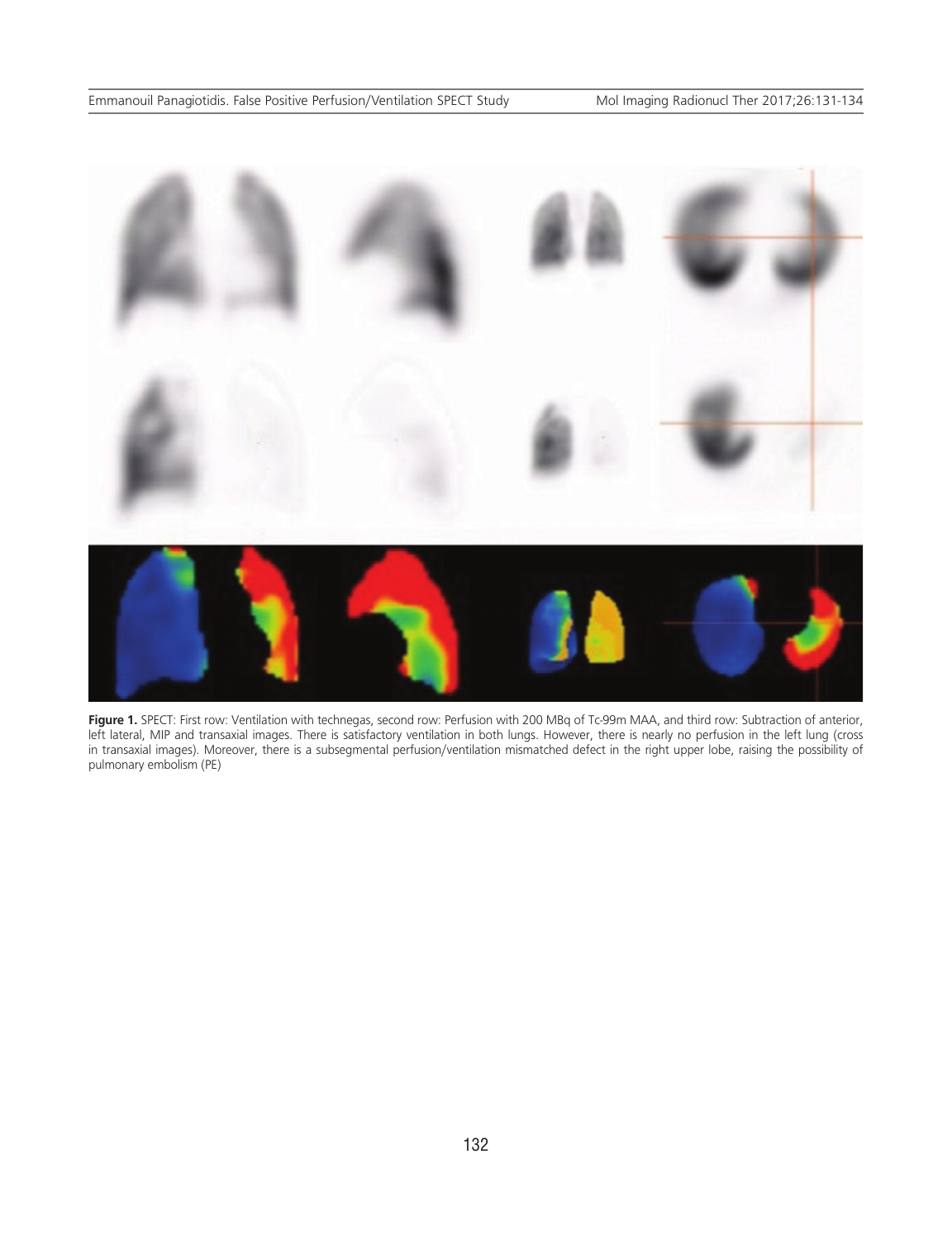**Figure 1.** SPECT: First row: Ventilation with technegas, second row: Perfusion with 200 MBq of Tc-99m MAA, and third row: Subtraction of anterior, left lateral, MIP and transaxial images. There is satisfactory ventilation in both lungs. However, there is nearly no perfusion in the left lung (cross in transaxial images). Moreover, there is a subsegmental perfusion/ventilation mismatched defect in the right upper lobe, raising the possibility of pulmonary embolism (PE)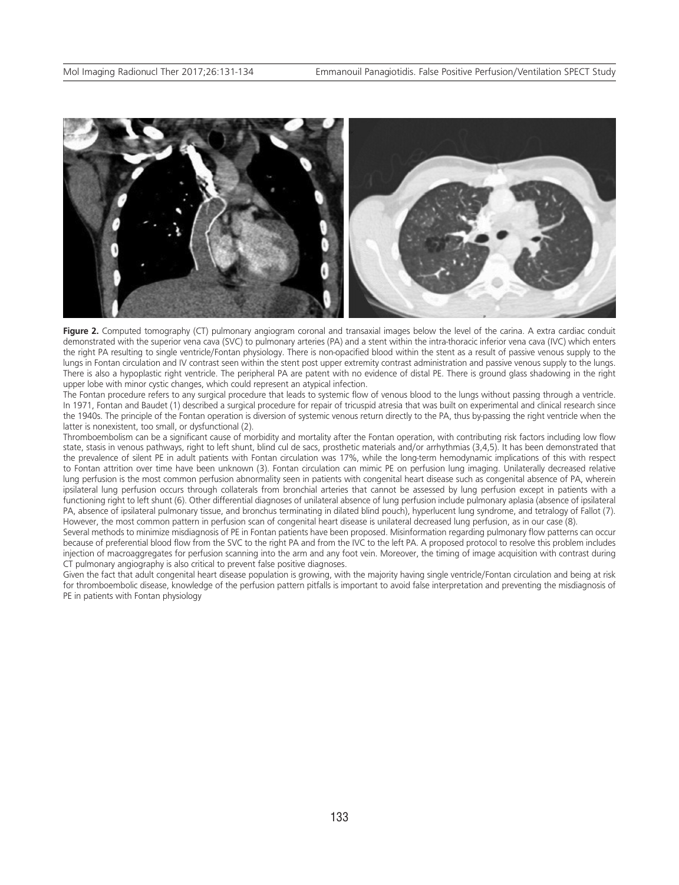**Figure 2.** Computed tomography (CT) pulmonary angiogram coronal and transaxial images below the level of the carina. A extra cardiac conduit demonstrated with the superior vena cava (SVC) to pulmonary arteries (PA) and a stent within the intra-thoracic inferior vena cava (IVC) which enters the right PA resulting to single ventricle/Fontan physiology. There is non-opacified blood within the stent as a result of passive venous supply to the lungs in Fontan circulation and IV contrast seen within the stent post upper extremity contrast administration and passive venous supply to the lungs. There is also a hypoplastic right ventricle. The peripheral PA are patent with no evidence of distal PE. There is ground glass shadowing in the right upper lobe with minor cystic changes, which could represent an atypical infection.

The Fontan procedure refers to any surgical procedure that leads to systemic flow of venous blood to the lungs without passing through a ventricle. In 1971, Fontan and Baudet (1) described a surgical procedure for repair of tricuspid atresia that was built on experimental and clinical research since the 1940s. The principle of the Fontan operation is diversion of systemic venous return directly to the PA, thus by-passing the right ventricle when the latter is nonexistent, too small, or dysfunctional (2).

Thromboembolism can be a significant cause of morbidity and mortality after the Fontan operation, with contributing risk factors including low flow state, stasis in venous pathways, right to left shunt, blind cul de sacs, prosthetic materials and/or arrhythmias (3,4,5). It has been demonstrated that the prevalence of silent PE in adult patients with Fontan circulation was 17%, while the long-term hemodynamic implications of this with respect to Fontan attrition over time have been unknown (3). Fontan circulation can mimic PE on perfusion lung imaging. Unilaterally decreased relative lung perfusion is the most common perfusion abnormality seen in patients with congenital heart disease such as congenital absence of PA, wherein ipsilateral lung perfusion occurs through collaterals from bronchial arteries that cannot be assessed by lung perfusion except in patients with a functioning right to left shunt (6). Other differential diagnoses of unilateral absence of lung perfusion include pulmonary aplasia (absence of ipsilateral PA, absence of ipsilateral pulmonary tissue, and bronchus terminating in dilated blind pouch), hyperlucent lung syndrome, and tetralogy of Fallot (7). However, the most common pattern in perfusion scan of congenital heart disease is unilateral decreased lung perfusion, as in our case (8).

Several methods to minimize misdiagnosis of PE in Fontan patients have been proposed. Misinformation regarding pulmonary flow patterns can occur because of preferential blood flow from the SVC to the right PA and from the IVC to the left PA. A proposed protocol to resolve this problem includes injection of macroaggregates for perfusion scanning into the arm and any foot vein. Moreover, the timing of image acquisition with contrast during CT pulmonary angiography is also critical to prevent false positive diagnoses.

Given the fact that adult congenital heart disease population is growing, with the majority having single ventricle/Fontan circulation and being at risk for thromboembolic disease, knowledge of the perfusion pattern pitfalls is important to avoid false interpretation and preventing the misdiagnosis of PE in patients with Fontan physiology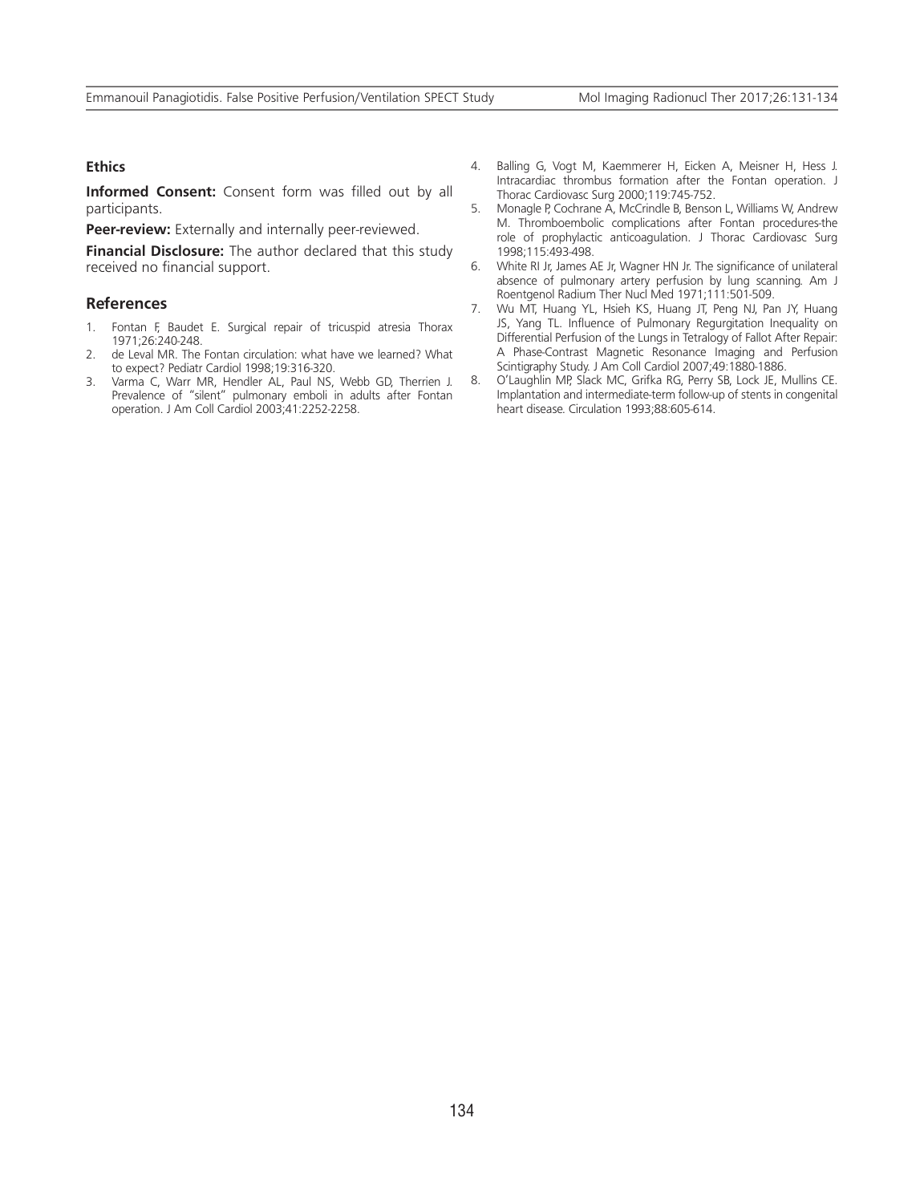### Ethics

**Informed Consent:** Consent form was filled out by all participants.

**Peer-review:** Externally and internally peer-reviewed.

**Financial Disclosure:** The author declared that this study received no financial support.

## References

1. Fontan F, Baudet E. Surgical repair of tricuspid atresia Thorax 1971;26:240-248.
2. de Leval MR. The Fontan circulation: what have we learned? What to expect? Pediatr Cardiol 1998;19:316-320.
3. Varma C, Warr MR, Hendler AL, Paul NS, Webb GD, Therrien J. Prevalence of "silent" pulmonary emboli in adults after Fontan operation. J Am Coll Cardiol 2003;41:2252-2258.
4. Balling G, Vogt M, Kaemmerer H, Eicken A, Meisner H, Hess J. Intracardiac thrombus formation after the Fontan operation. J Thorac Cardiovasc Surg 2000;119:745-752.
5. Monagle P, Cochrane A, McCrindle B, Benson L, Williams W, Andrew M. Thromboembolic complications after Fontan procedures-the role of prophylactic anticoagulation. J Thorac Cardiovasc Surg 1998;115:493-498.
6. White RI Jr, James AE Jr, Wagner HN Jr. The significance of unilateral absence of pulmonary artery perfusion by lung scanning. Am J Roentgenol Radium Ther Nucl Med 1971;111:501-509.
7. Wu MT, Huang YL, Hsieh KS, Huang JT, Peng NJ, Pan JY, Huang JS, Yang TL. Influence of Pulmonary Regurgitation Inequality on Differential Perfusion of the Lungs in Tetralogy of Fallot After Repair: A Phase-Contrast Magnetic Resonance Imaging and Perfusion Scintigraphy Study. J Am Coll Cardiol 2007;49:1880-1886.
8. O'Laughlin MP, Slack MC, Grifka RG, Perry SB, Lock JE, Mullins CE. Implantation and intermediate-term follow-up of stents in congenital heart disease. Circulation 1993;88:605-614.